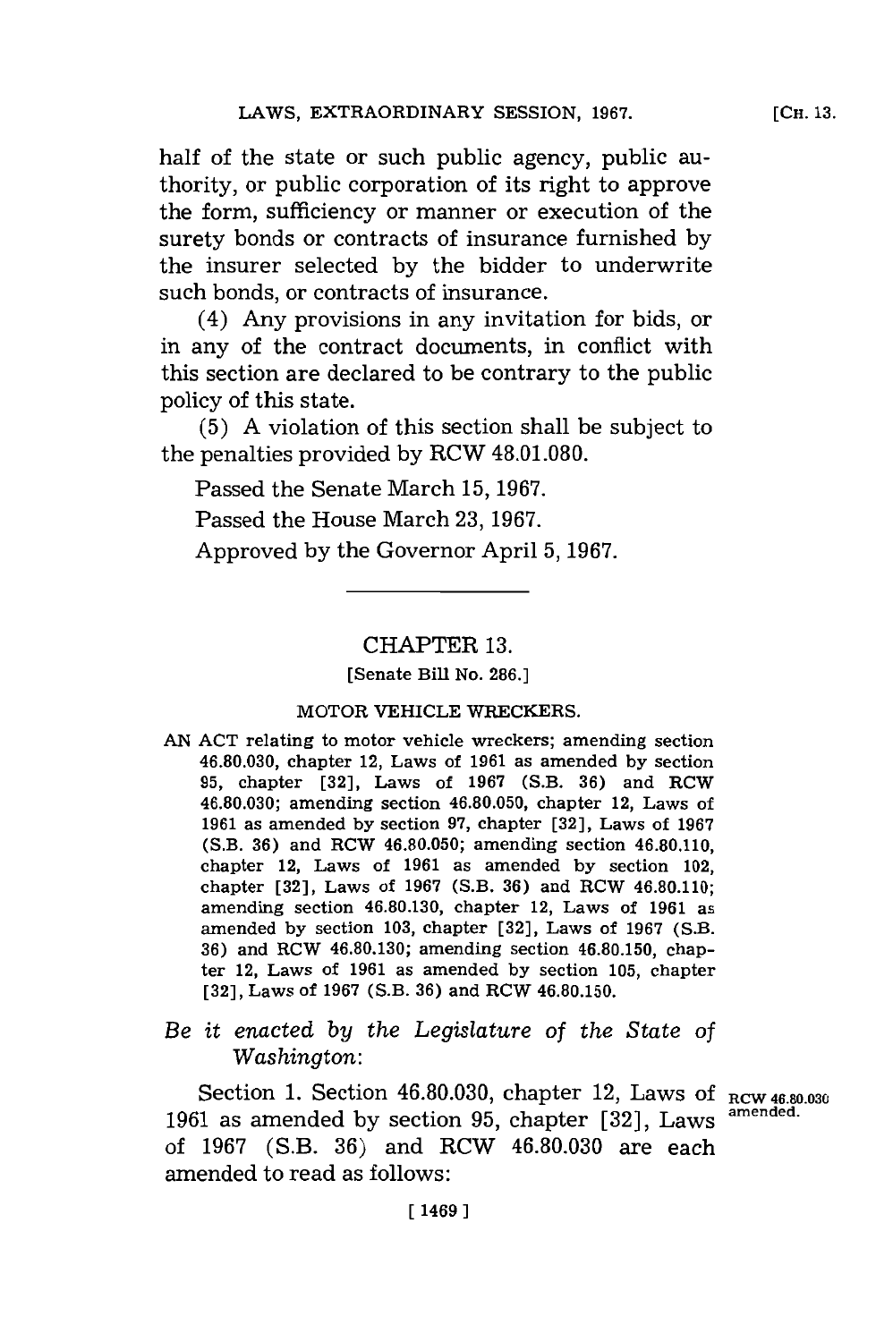half of the state or such public agency, public authority, or public corporation of its right to approve the form, sufficiency or manner or execution of the surety bonds or contracts of insurance furnished by the insurer selected by the bidder to underwrite such bonds, or contracts of insurance.

(4) Any provisions in any invitation for bids, or in any of the contract documents, in conflict with this section are declared to be contrary to the public policy of this state.

(5) A violation of this section shall be subject to the penalties provided by RCW 48.01.080.

Passed the Senate March 15, 1967.

Passed the House March 23, 1967.

Approved by the Governor April 5, 1967.

---

## CHAPTER 13.

[Senate Bill No. 286.]

### MOTOR VEHICLE WRECKERS.

AN ACT relating to motor vehicle wreckers; amending section 46.80.030, chapter 12, Laws of 1961 as amended by section 95, chapter [32], Laws of 1967 (S.B. 36) and RCW 46.80.030; amending section 46.80.050, chapter 12, Laws of 1961 as amended by section 97, chapter [32], Laws of 1967 (S.B. 36) and RCW 46.80.050; amending section 46.80.110, chapter 12, Laws of 1961 as amended by section 102, chapter [32], Laws of 1967 (S.B. 36) and RCW 46.80.110; amending section 46.80.130, chapter 12, Laws of 1961 as amended by section 103, chapter [32], Laws of 1967 (S.B. 36) and RCW 46.80.130; amending section 46.80.150, chapter 12, Laws of 1961 as amended by section 105, chapter [32], Laws of 1967 (S.B. 36) and RCW 46.80.150.

*Be it enacted by the Legislature of the State of Washington:*

RCW 46.80.030 amended.

Section 1. Section 46.80.030, chapter 12, Laws of 1961 as amended by section 95, chapter [32], Laws of 1967 (S.B. 36) and RCW 46.80.030 are each amended to read as follows: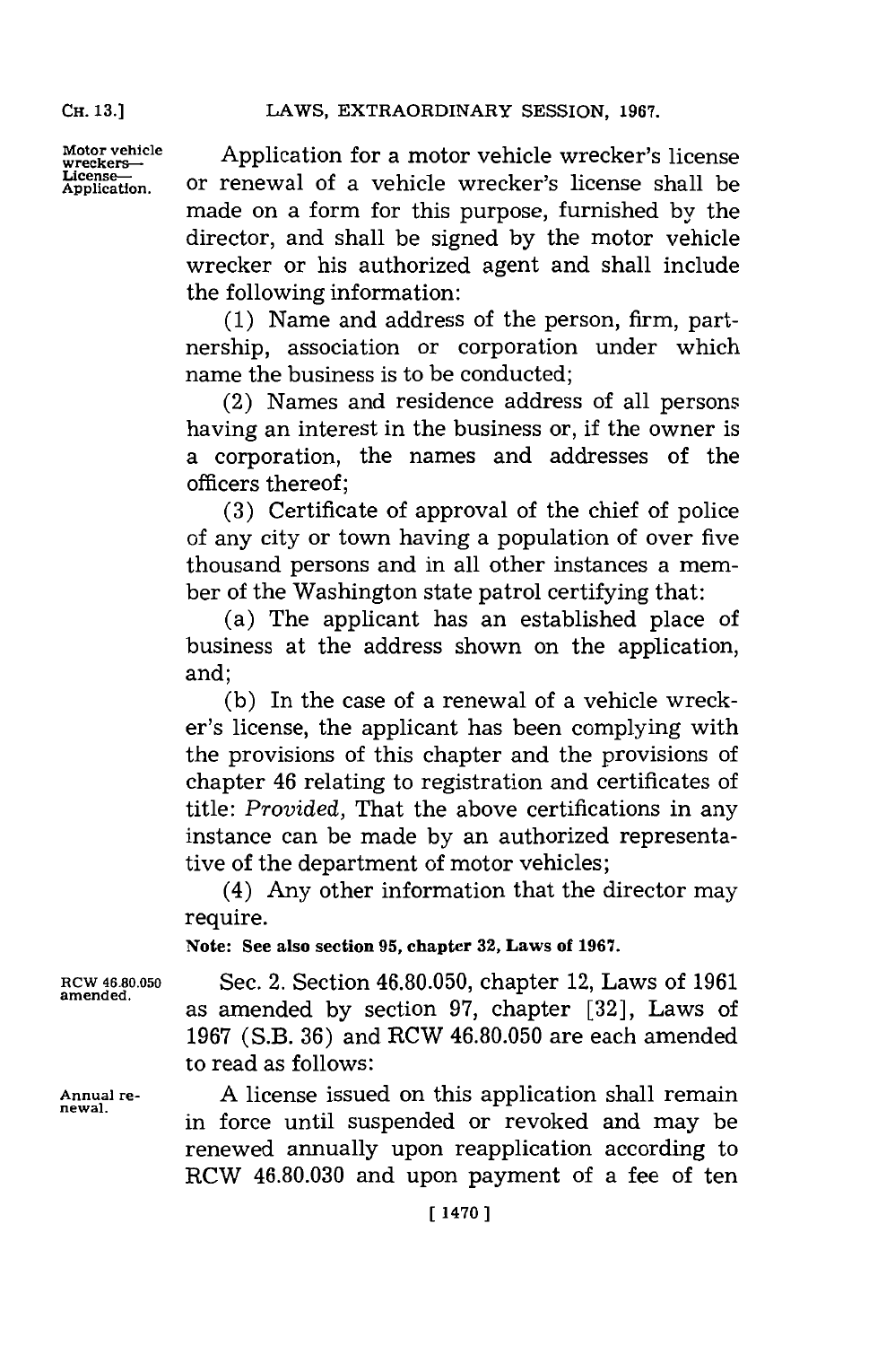Motor vehicle wreckers—License—Application.

Application for a motor vehicle wrecker's license or renewal of a vehicle wrecker's license shall be made on a form for this purpose, furnished by the director, and shall be signed by the motor vehicle wrecker or his authorized agent and shall include the following information:

(1) Name and address of the person, firm, partnership, association or corporation under which name the business is to be conducted;

(2) Names and residence address of all persons having an interest in the business or, if the owner is a corporation, the names and addresses of the officers thereof;

(3) Certificate of approval of the chief of police of any city or town having a population of over five thousand persons and in all other instances a member of the Washington state patrol certifying that:

(a) The applicant has an established place of business at the address shown on the application, and;

(b) In the case of a renewal of a vehicle wrecker's license, the applicant has been complying with the provisions of this chapter and the provisions of chapter 46 relating to registration and certificates of title: *Provided,* That the above certifications in any instance can be made by an authorized representative of the department of motor vehicles;

(4) Any other information that the director may require.

**Note: See also section 95, chapter 32, Laws of 1967.**

RCW 46.80.050 amended.

Sec. 2. Section 46.80.050, chapter 12, Laws of 1961 as amended by section 97, chapter [32], Laws of 1967 (S.B. 36) and RCW 46.80.050 are each amended to read as follows:

Annual renewal.

A license issued on this application shall remain in force until suspended or revoked and may be renewed annually upon reapplication according to RCW 46.80.030 and upon payment of a fee of ten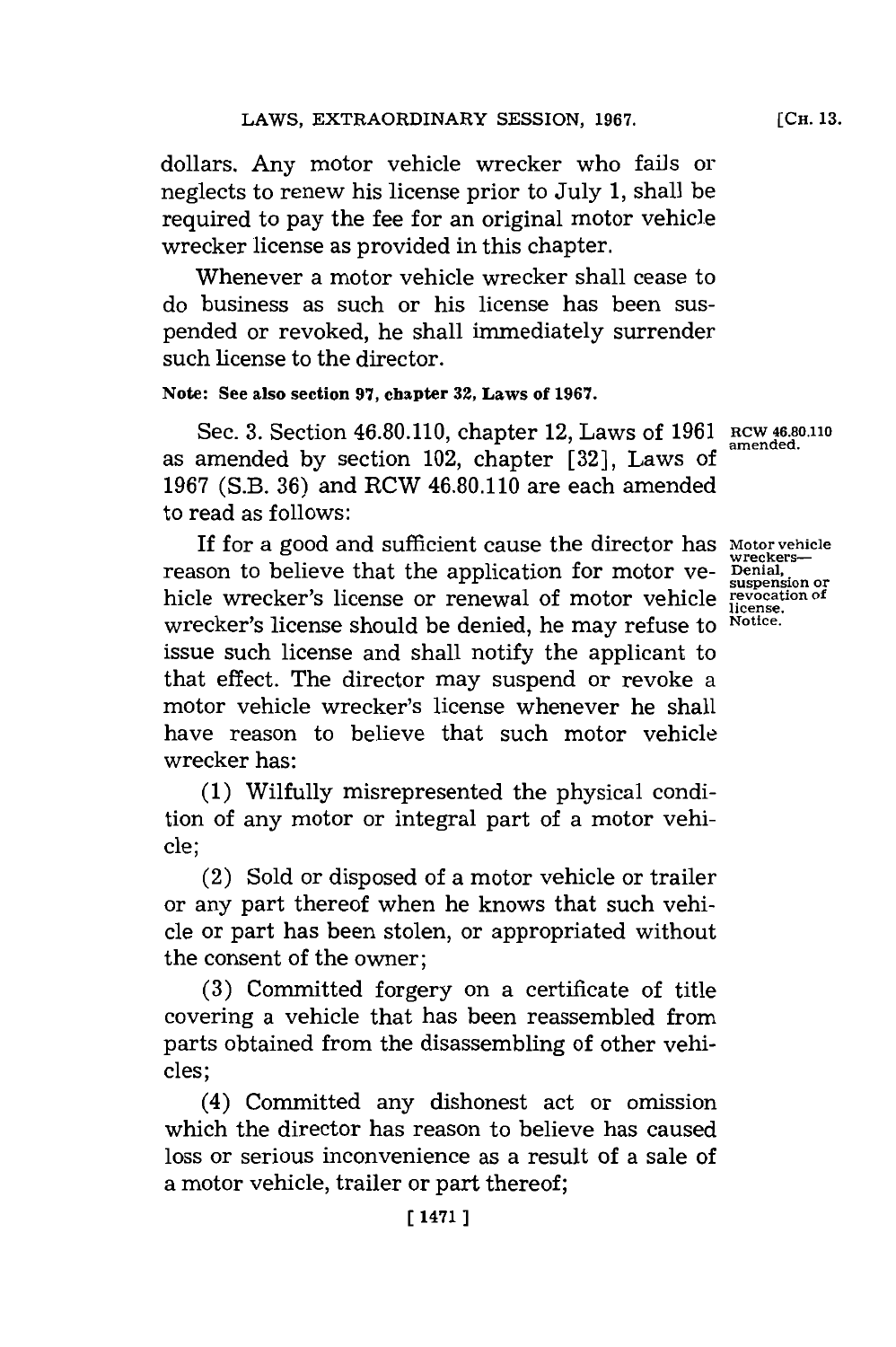dollars. Any motor vehicle wrecker who fails or neglects to renew his license prior to July 1, shall be required to pay the fee for an original motor vehicle wrecker license as provided in this chapter.

Whenever a motor vehicle wrecker shall cease to do business as such or his license has been suspended or revoked, he shall immediately surrender such license to the director.

**Note: See also section 97, chapter 32, Laws of 1967.**

Sec. 3. Section 46.80.110, chapter 12, Laws of 1961 as amended by section 102, chapter [32], Laws of 1967 (S.B. 36) and RCW 46.80.110 are each amended to read as follows:

RCW 46.80.110 amended.

Motor vehicle wreckers—Denial, suspension or revocation of license. Notice.

If for a good and sufficient cause the director has reason to believe that the application for motor vehicle wrecker's license or renewal of motor vehicle wrecker's license should be denied, he may refuse to issue such license and shall notify the applicant to that effect. The director may suspend or revoke a motor vehicle wrecker's license whenever he shall have reason to believe that such motor vehicle wrecker has:

(1) Wilfully misrepresented the physical condition of any motor or integral part of a motor vehicle;

(2) Sold or disposed of a motor vehicle or trailer or any part thereof when he knows that such vehicle or part has been stolen, or appropriated without the consent of the owner;

(3) Committed forgery on a certificate of title covering a vehicle that has been reassembled from parts obtained from the disassembling of other vehicles;

(4) Committed any dishonest act or omission which the director has reason to believe has caused loss or serious inconvenience as a result of a sale of a motor vehicle, trailer or part thereof;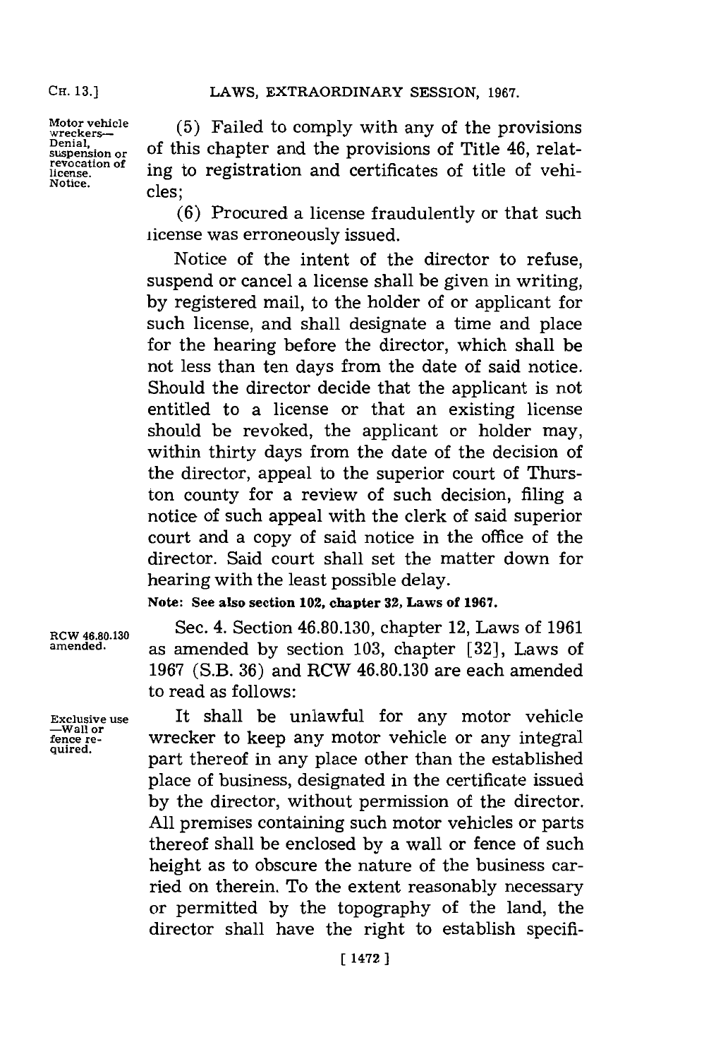Motor vehicle wreckers— Denial, suspension or revocation of license. Notice.

(5) Failed to comply with any of the provisions of this chapter and the provisions of Title 46, relating to registration and certificates of title of vehicles;

(6) Procured a license fraudulently or that such license was erroneously issued.

Notice of the intent of the director to refuse, suspend or cancel a license shall be given in writing, by registered mail, to the holder of or applicant for such license, and shall designate a time and place for the hearing before the director, which shall be not less than ten days from the date of said notice. Should the director decide that the applicant is not entitled to a license or that an existing license should be revoked, the applicant or holder may, within thirty days from the date of the decision of the director, appeal to the superior court of Thurston county for a review of such decision, filing a notice of such appeal with the clerk of said superior court and a copy of said notice in the office of the director. Said court shall set the matter down for hearing with the least possible delay.

**Note: See also section 102, chapter 32, Laws of 1967.**

RCW 46.80.130 amended.

Sec. 4. Section 46.80.130, chapter 12, Laws of 1961 as amended by section 103, chapter [32], Laws of 1967 (S.B. 36) and RCW 46.80.130 are each amended to read as follows:

Exclusive use —Wall or fence required.

It shall be unlawful for any motor vehicle wrecker to keep any motor vehicle or any integral part thereof in any place other than the established place of business, designated in the certificate issued by the director, without permission of the director. All premises containing such motor vehicles or parts thereof shall be enclosed by a wall or fence of such height as to obscure the nature of the business carried on therein. To the extent reasonably necessary or permitted by the topography of the land, the director shall have the right to establish specifi-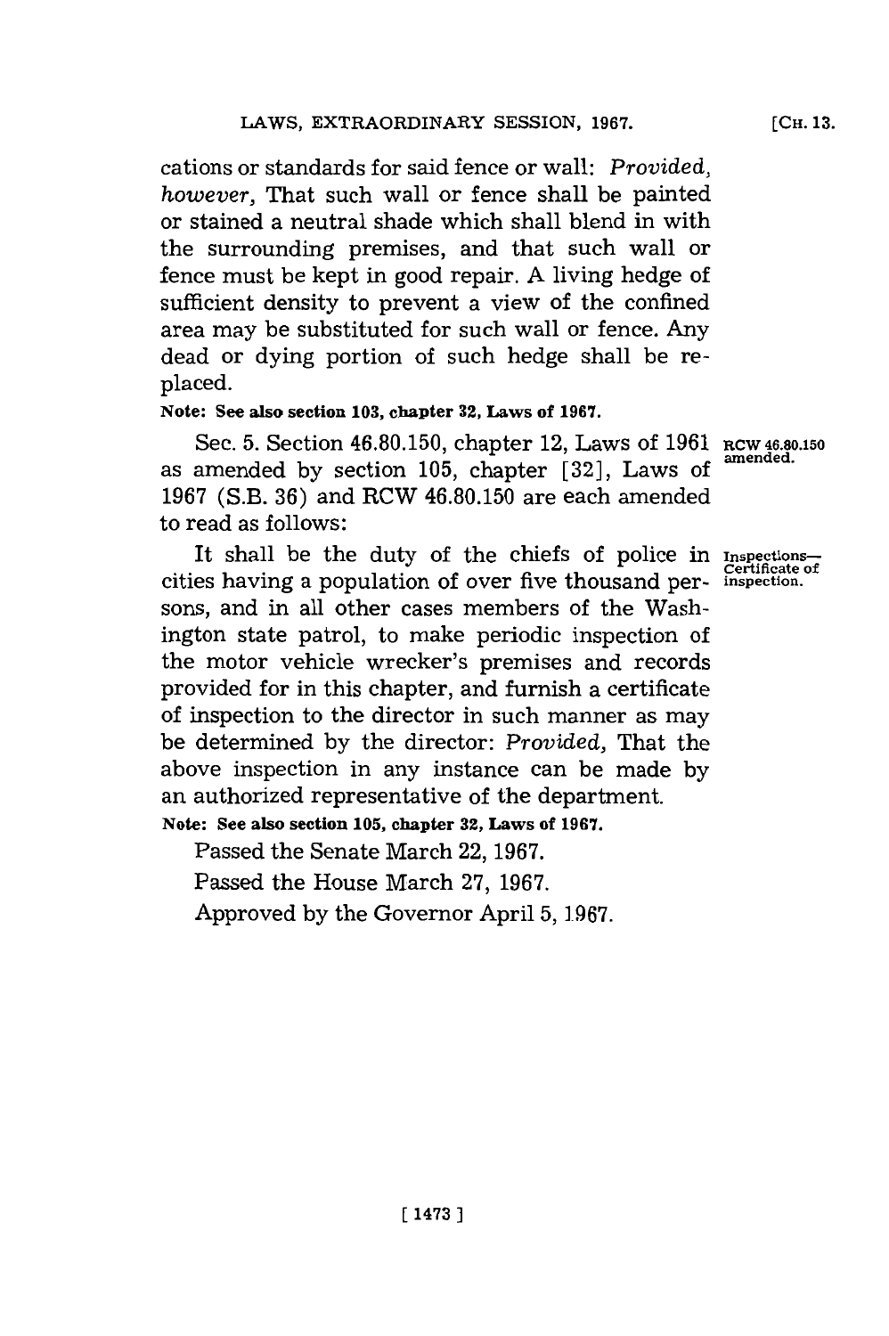cations or standards for said fence or wall: *Provided, however,* That such wall or fence shall be painted or stained a neutral shade which shall blend in with the surrounding premises, and that such wall or fence must be kept in good repair. A living hedge of sufficient density to prevent a view of the confined area may be substituted for such wall or fence. Any dead or dying portion of such hedge shall be replaced.

**Note: See also section 103, chapter 32, Laws of 1967.**

Sec. 5. Section 46.80.150, chapter 12, Laws of 1961 as amended by section 105, chapter [32], Laws of 1967 (S.B. 36) and RCW 46.80.150 are each amended to read as follows:

**RCW 46.80.150 amended.**

**Inspections—Certificate of inspection.**

It shall be the duty of the chiefs of police in cities having a population of over five thousand persons, and in all other cases members of the Washington state patrol, to make periodic inspection of the motor vehicle wrecker's premises and records provided for in this chapter, and furnish a certificate of inspection to the director in such manner as may be determined by the director: *Provided,* That the above inspection in any instance can be made by an authorized representative of the department.

**Note: See also section 105, chapter 32, Laws of 1967.**

Passed the Senate March 22, 1967.

Passed the House March 27, 1967.

Approved by the Governor April 5, 1967.